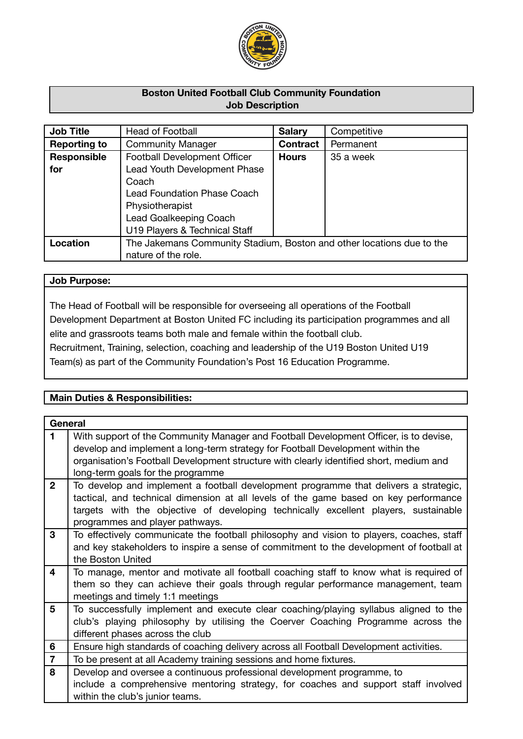**Boston United Football Club Community Foundation**
**Job Description**

| **Job Title** | Head of Football | **Salary** | Competitive |
|---|---|---|---|
| **Reporting to** | Community Manager | **Contract** | Permanent |
| **Responsible for** | Football Development Officer<br>Lead Youth Development Phase Coach<br>Lead Foundation Phase Coach<br>Physiotherapist<br>Lead Goalkeeping Coach<br>U19 Players & Technical Staff | **Hours** | 35 a week |
| **Location** | The Jakemans Community Stadium, Boston and other locations due to the nature of the role. | | |

**Job Purpose:**

The Head of Football will be responsible for overseeing all operations of the Football Development Department at Boston United FC including its participation programmes and all elite and grassroots teams both male and female within the football club.
Recruitment, Training, selection, coaching and leadership of the U19 Boston United U19 Team(s) as part of the Community Foundation's Post 16 Education Programme.

**Main Duties & Responsibilities:**

| **General** | |
|---|---|
| **1** | With support of the Community Manager and Football Development Officer, is to devise, develop and implement a long-term strategy for Football Development within the organisation's Football Development structure with clearly identified short, medium and long-term goals for the programme |
| **2** | To develop and implement a football development programme that delivers a strategic, tactical, and technical dimension at all levels of the game based on key performance targets with the objective of developing technically excellent players, sustainable programmes and player pathways. |
| **3** | To effectively communicate the football philosophy and vision to players, coaches, staff and key stakeholders to inspire a sense of commitment to the development of football at the Boston United |
| **4** | To manage, mentor and motivate all football coaching staff to know what is required of them so they can achieve their goals through regular performance management, team meetings and timely 1:1 meetings |
| **5** | To successfully implement and execute clear coaching/playing syllabus aligned to the club's playing philosophy by utilising the Coerver Coaching Programme across the different phases across the club |
| **6** | Ensure high standards of coaching delivery across all Football Development activities. |
| **7** | To be present at all Academy training sessions and home fixtures. |
| **8** | Develop and oversee a continuous professional development programme, to include a comprehensive mentoring strategy, for coaches and support staff involved within the club's junior teams. |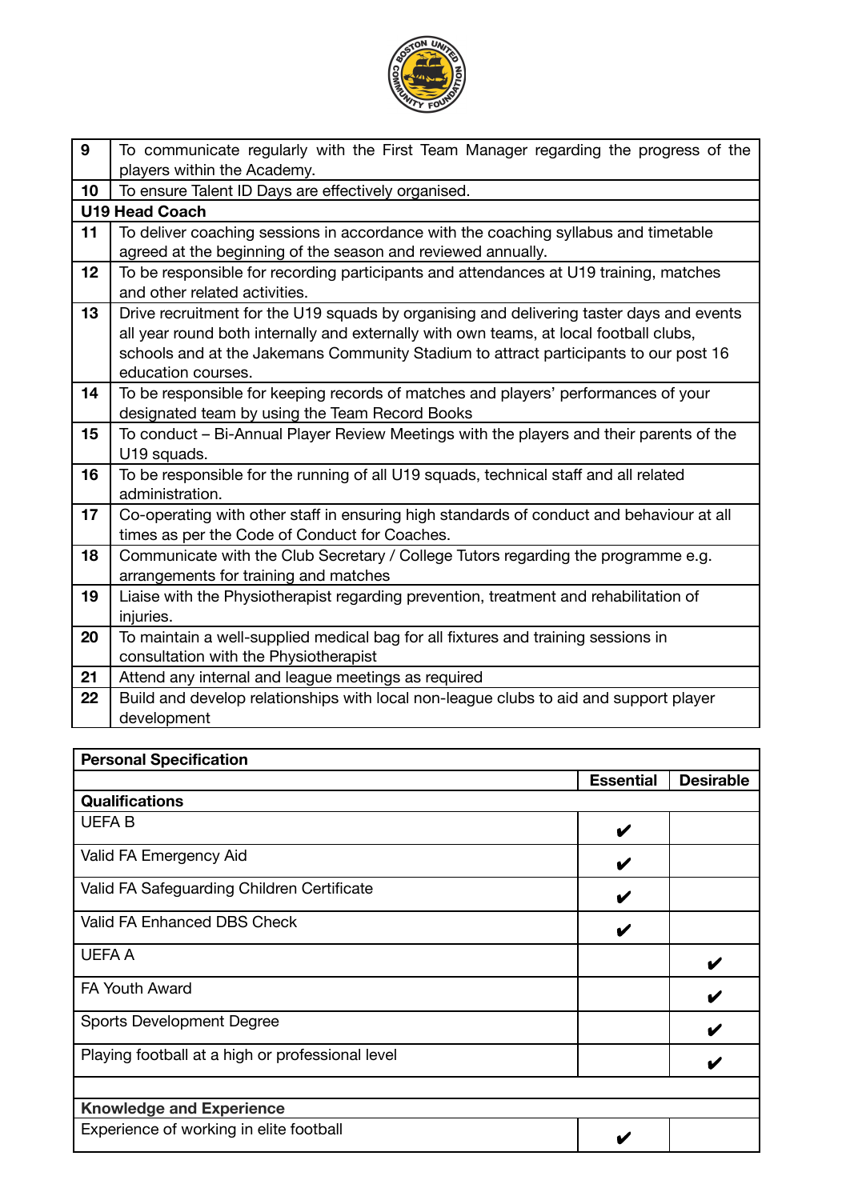| | |
|---|---|
| **9** | To communicate regularly with the First Team Manager regarding the progress of the players within the Academy. |
| **10** | To ensure Talent ID Days are effectively organised. |
| **U19 Head Coach** | |
| **11** | To deliver coaching sessions in accordance with the coaching syllabus and timetable agreed at the beginning of the season and reviewed annually. |
| **12** | To be responsible for recording participants and attendances at U19 training, matches and other related activities. |
| **13** | Drive recruitment for the U19 squads by organising and delivering taster days and events all year round both internally and externally with own teams, at local football clubs, schools and at the Jakemans Community Stadium to attract participants to our post 16 education courses. |
| **14** | To be responsible for keeping records of matches and players' performances of your designated team by using the Team Record Books |
| **15** | To conduct – Bi-Annual Player Review Meetings with the players and their parents of the U19 squads. |
| **16** | To be responsible for the running of all U19 squads, technical staff and all related administration. |
| **17** | Co-operating with other staff in ensuring high standards of conduct and behaviour at all times as per the Code of Conduct for Coaches. |
| **18** | Communicate with the Club Secretary / College Tutors regarding the programme e.g. arrangements for training and matches |
| **19** | Liaise with the Physiotherapist regarding prevention, treatment and rehabilitation of injuries. |
| **20** | To maintain a well-supplied medical bag for all fixtures and training sessions in consultation with the Physiotherapist |
| **21** | Attend any internal and league meetings as required |
| **22** | Build and develop relationships with local non-league clubs to aid and support player development |

| **Personal Specification** | | |
|---|---|---|
| | **Essential** | **Desirable** |
| **Qualifications** | | |
| UEFA B | ✔ | |
| Valid FA Emergency Aid | ✔ | |
| Valid FA Safeguarding Children Certificate | ✔ | |
| Valid FA Enhanced DBS Check | ✔ | |
| UEFA A | | ✔ |
| FA Youth Award | | ✔ |
| Sports Development Degree | | ✔ |
| Playing football at a high or professional level | | ✔ |
| | | |
| **Knowledge and Experience** | | |
| Experience of working in elite football | ✔ | |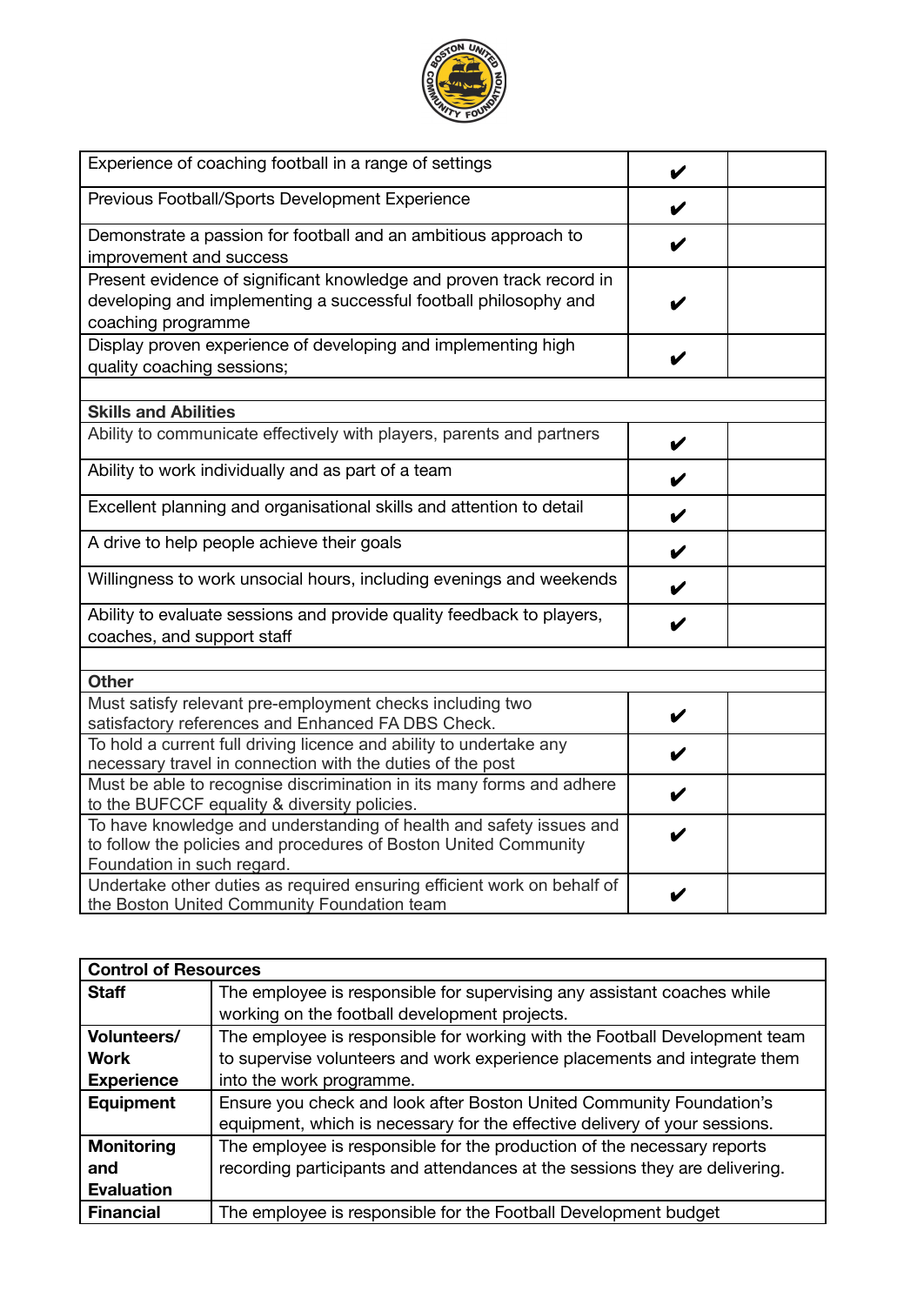| | | |
|---|---|---|
| Experience of coaching football in a range of settings | ✔ | |
| Previous Football/Sports Development Experience | ✔ | |
| Demonstrate a passion for football and an ambitious approach to improvement and success | ✔ | |
| Present evidence of significant knowledge and proven track record in developing and implementing a successful football philosophy and coaching programme | ✔ | |
| Display proven experience of developing and implementing high quality coaching sessions; | ✔ | |
| | | |
| **Skills and Abilities** | | |
| Ability to communicate effectively with players, parents and partners | ✔ | |
| Ability to work individually and as part of a team | ✔ | |
| Excellent planning and organisational skills and attention to detail | ✔ | |
| A drive to help people achieve their goals | ✔ | |
| Willingness to work unsocial hours, including evenings and weekends | ✔ | |
| Ability to evaluate sessions and provide quality feedback to players, coaches, and support staff | ✔ | |
| | | |
| **Other** | | |
| Must satisfy relevant pre-employment checks including two satisfactory references and Enhanced FA DBS Check. | ✔ | |
| To hold a current full driving licence and ability to undertake any necessary travel in connection with the duties of the post | ✔ | |
| Must be able to recognise discrimination in its many forms and adhere to the BUFCCF equality & diversity policies. | ✔ | |
| To have knowledge and understanding of health and safety issues and to follow the policies and procedures of Boston United Community Foundation in such regard. | ✔ | |
| Undertake other duties as required ensuring efficient work on behalf of the Boston United Community Foundation team | ✔ | |

| **Control of Resources** | |
|---|---|
| **Staff** | The employee is responsible for supervising any assistant coaches while working on the football development projects. |
| **Volunteers/ Work Experience** | The employee is responsible for working with the Football Development team to supervise volunteers and work experience placements and integrate them into the work programme. |
| **Equipment** | Ensure you check and look after Boston United Community Foundation's equipment, which is necessary for the effective delivery of your sessions. |
| **Monitoring and Evaluation** | The employee is responsible for the production of the necessary reports recording participants and attendances at the sessions they are delivering. |
| **Financial** | The employee is responsible for the Football Development budget |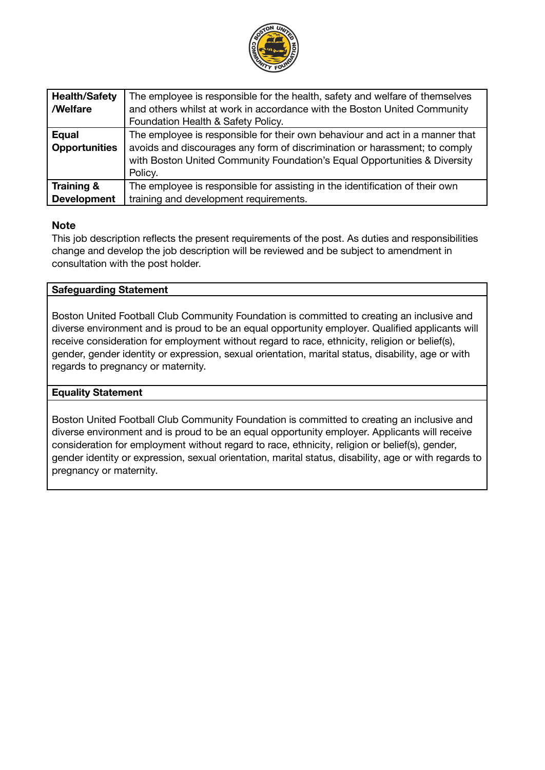| | |
|---|---|
| **Health/Safety /Welfare** | The employee is responsible for the health, safety and welfare of themselves and others whilst at work in accordance with the Boston United Community Foundation Health & Safety Policy. |
| **Equal Opportunities** | The employee is responsible for their own behaviour and act in a manner that avoids and discourages any form of discrimination or harassment; to comply with Boston United Community Foundation's Equal Opportunities & Diversity Policy. |
| **Training & Development** | The employee is responsible for assisting in the identification of their own training and development requirements. |

**Note**

This job description reflects the present requirements of the post. As duties and responsibilities change and develop the job description will be reviewed and be subject to amendment in consultation with the post holder.

**Safeguarding Statement**

Boston United Football Club Community Foundation is committed to creating an inclusive and diverse environment and is proud to be an equal opportunity employer. Qualified applicants will receive consideration for employment without regard to race, ethnicity, religion or belief(s), gender, gender identity or expression, sexual orientation, marital status, disability, age or with regards to pregnancy or maternity.

**Equality Statement**

Boston United Football Club Community Foundation is committed to creating an inclusive and diverse environment and is proud to be an equal opportunity employer. Applicants will receive consideration for employment without regard to race, ethnicity, religion or belief(s), gender, gender identity or expression, sexual orientation, marital status, disability, age or with regards to pregnancy or maternity.